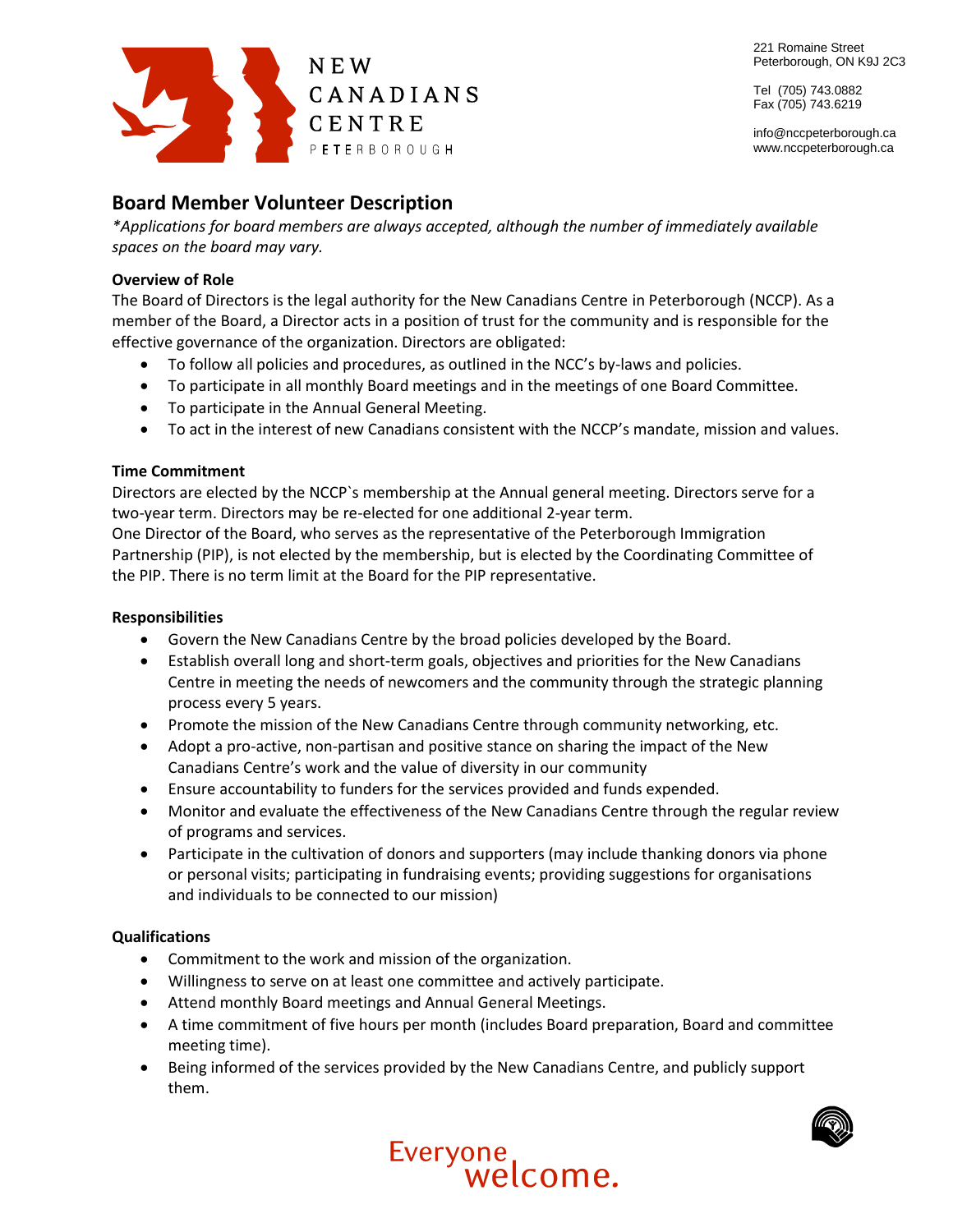NEW CANADIANS CENTRE PETERBOROUGH

221 Romaine Street
Peterborough, ON K9J 2C3

Tel (705) 743.0882
Fax (705) 743.6219

info@nccpeterborough.ca
www.nccpeterborough.ca

## Board Member Volunteer Description

*\*Applications for board members are always accepted, although the number of immediately available spaces on the board may vary.*

**Overview of Role**

The Board of Directors is the legal authority for the New Canadians Centre in Peterborough (NCCP). As a member of the Board, a Director acts in a position of trust for the community and is responsible for the effective governance of the organization. Directors are obligated:

- To follow all policies and procedures, as outlined in the NCC's by-laws and policies.
- To participate in all monthly Board meetings and in the meetings of one Board Committee.
- To participate in the Annual General Meeting.
- To act in the interest of new Canadians consistent with the NCCP's mandate, mission and values.

**Time Commitment**

Directors are elected by the NCCP`s membership at the Annual general meeting. Directors serve for a two-year term. Directors may be re-elected for one additional 2-year term.
One Director of the Board, who serves as the representative of the Peterborough Immigration Partnership (PIP), is not elected by the membership, but is elected by the Coordinating Committee of the PIP. There is no term limit at the Board for the PIP representative.

**Responsibilities**

- Govern the New Canadians Centre by the broad policies developed by the Board.
- Establish overall long and short-term goals, objectives and priorities for the New Canadians Centre in meeting the needs of newcomers and the community through the strategic planning process every 5 years.
- Promote the mission of the New Canadians Centre through community networking, etc.
- Adopt a pro-active, non-partisan and positive stance on sharing the impact of the New Canadians Centre's work and the value of diversity in our community
- Ensure accountability to funders for the services provided and funds expended.
- Monitor and evaluate the effectiveness of the New Canadians Centre through the regular review of programs and services.
- Participate in the cultivation of donors and supporters (may include thanking donors via phone or personal visits; participating in fundraising events; providing suggestions for organisations and individuals to be connected to our mission)

**Qualifications**

- Commitment to the work and mission of the organization.
- Willingness to serve on at least one committee and actively participate.
- Attend monthly Board meetings and Annual General Meetings.
- A time commitment of five hours per month (includes Board preparation, Board and committee meeting time).
- Being informed of the services provided by the New Canadians Centre, and publicly support them.

Everyone welcome.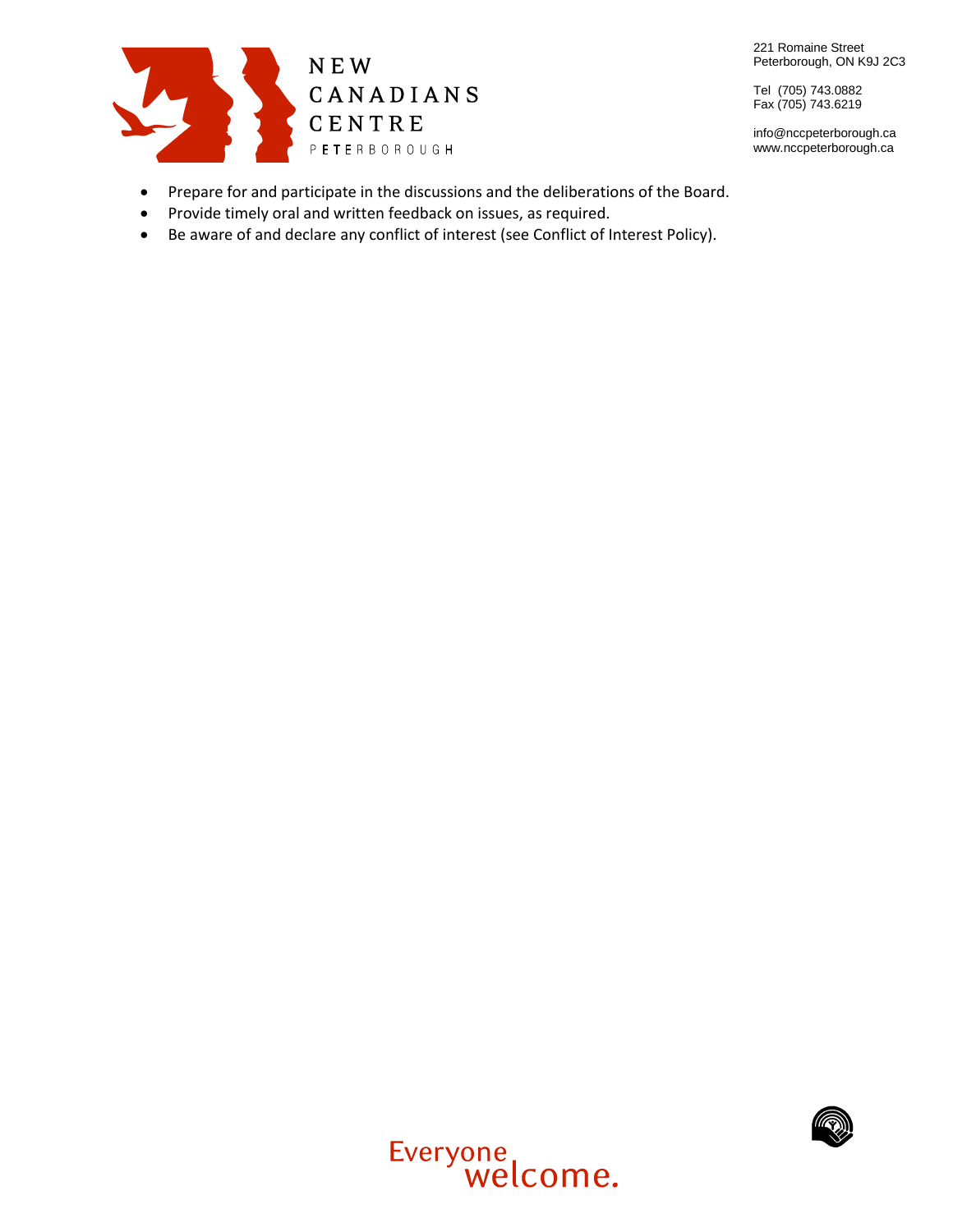- Prepare for and participate in the discussions and the deliberations of the Board.
- Provide timely oral and written feedback on issues, as required.
- Be aware of and declare any conflict of interest (see Conflict of Interest Policy).